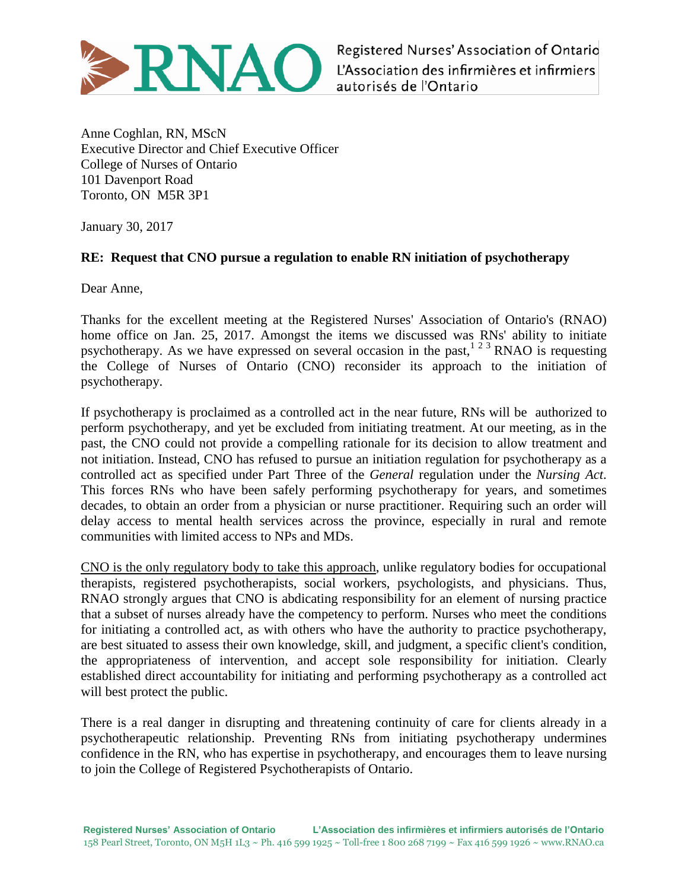Registered Nurses' Association of Ontario
L'Association des infirmières et infirmiers autorisés de l'Ontario

Anne Coghlan, RN, MScN
Executive Director and Chief Executive Officer
College of Nurses of Ontario
101 Davenport Road
Toronto, ON M5R 3P1

January 30, 2017

**RE: Request that CNO pursue a regulation to enable RN initiation of psychotherapy**

Dear Anne,

Thanks for the excellent meeting at the Registered Nurses' Association of Ontario's (RNAO) home office on Jan. 25, 2017. Amongst the items we discussed was RNs' ability to initiate psychotherapy. As we have expressed on several occasion in the past,[1 2 3] RNAO is requesting the College of Nurses of Ontario (CNO) reconsider its approach to the initiation of psychotherapy.

If psychotherapy is proclaimed as a controlled act in the near future, RNs will be authorized to perform psychotherapy, and yet be excluded from initiating treatment. At our meeting, as in the past, the CNO could not provide a compelling rationale for its decision to allow treatment and not initiation. Instead, CNO has refused to pursue an initiation regulation for psychotherapy as a controlled act as specified under Part Three of the *General* regulation under the *Nursing Act*. This forces RNs who have been safely performing psychotherapy for years, and sometimes decades, to obtain an order from a physician or nurse practitioner. Requiring such an order will delay access to mental health services across the province, especially in rural and remote communities with limited access to NPs and MDs.

<u>CNO is the only regulatory body to take this approach</u>, unlike regulatory bodies for occupational therapists, registered psychotherapists, social workers, psychologists, and physicians. Thus, RNAO strongly argues that CNO is abdicating responsibility for an element of nursing practice that a subset of nurses already have the competency to perform. Nurses who meet the conditions for initiating a controlled act, as with others who have the authority to practice psychotherapy, are best situated to assess their own knowledge, skill, and judgment, a specific client's condition, the appropriateness of intervention, and accept sole responsibility for initiation. Clearly established direct accountability for initiating and performing psychotherapy as a controlled act will best protect the public.

There is a real danger in disrupting and threatening continuity of care for clients already in a psychotherapeutic relationship. Preventing RNs from initiating psychotherapy undermines confidence in the RN, who has expertise in psychotherapy, and encourages them to leave nursing to join the College of Registered Psychotherapists of Ontario.

**Registered Nurses' Association of Ontario** **L'Association des infirmières et infirmiers autorisés de l'Ontario**
158 Pearl Street, Toronto, ON M5H 1L3 ~ Ph. 416 599 1925 ~ Toll-free 1 800 268 7199 ~ Fax 416 599 1926 ~ www.RNAO.ca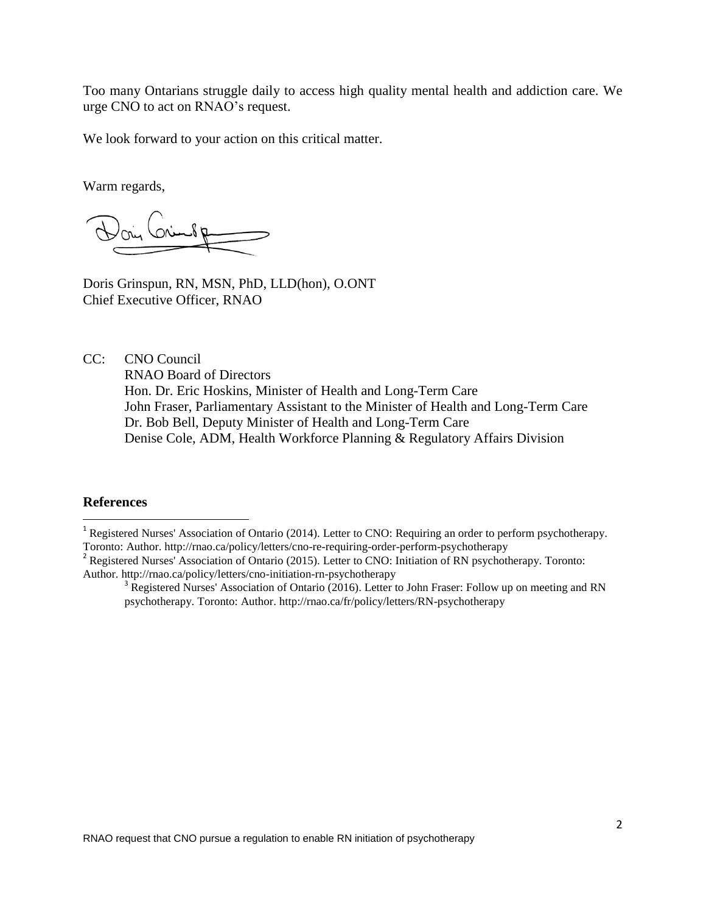Too many Ontarians struggle daily to access high quality mental health and addiction care. We urge CNO to act on RNAO's request.

We look forward to your action on this critical matter.

Warm regards,

Doris Grinspun, RN, MSN, PhD, LLD(hon), O.ONT
Chief Executive Officer, RNAO

CC: CNO Council
RNAO Board of Directors
Hon. Dr. Eric Hoskins, Minister of Health and Long-Term Care
John Fraser, Parliamentary Assistant to the Minister of Health and Long-Term Care
Dr. Bob Bell, Deputy Minister of Health and Long-Term Care
Denise Cole, ADM, Health Workforce Planning & Regulatory Affairs Division

## References

[1] Registered Nurses' Association of Ontario (2014). Letter to CNO: Requiring an order to perform psychotherapy. Toronto: Author. http://rnao.ca/policy/letters/cno-re-requiring-order-perform-psychotherapy

[2] Registered Nurses' Association of Ontario (2015). Letter to CNO: Initiation of RN psychotherapy. Toronto: Author. http://rnao.ca/policy/letters/cno-initiation-rn-psychotherapy

[3] Registered Nurses' Association of Ontario (2016). Letter to John Fraser: Follow up on meeting and RN psychotherapy. Toronto: Author. http://rnao.ca/fr/policy/letters/RN-psychotherapy